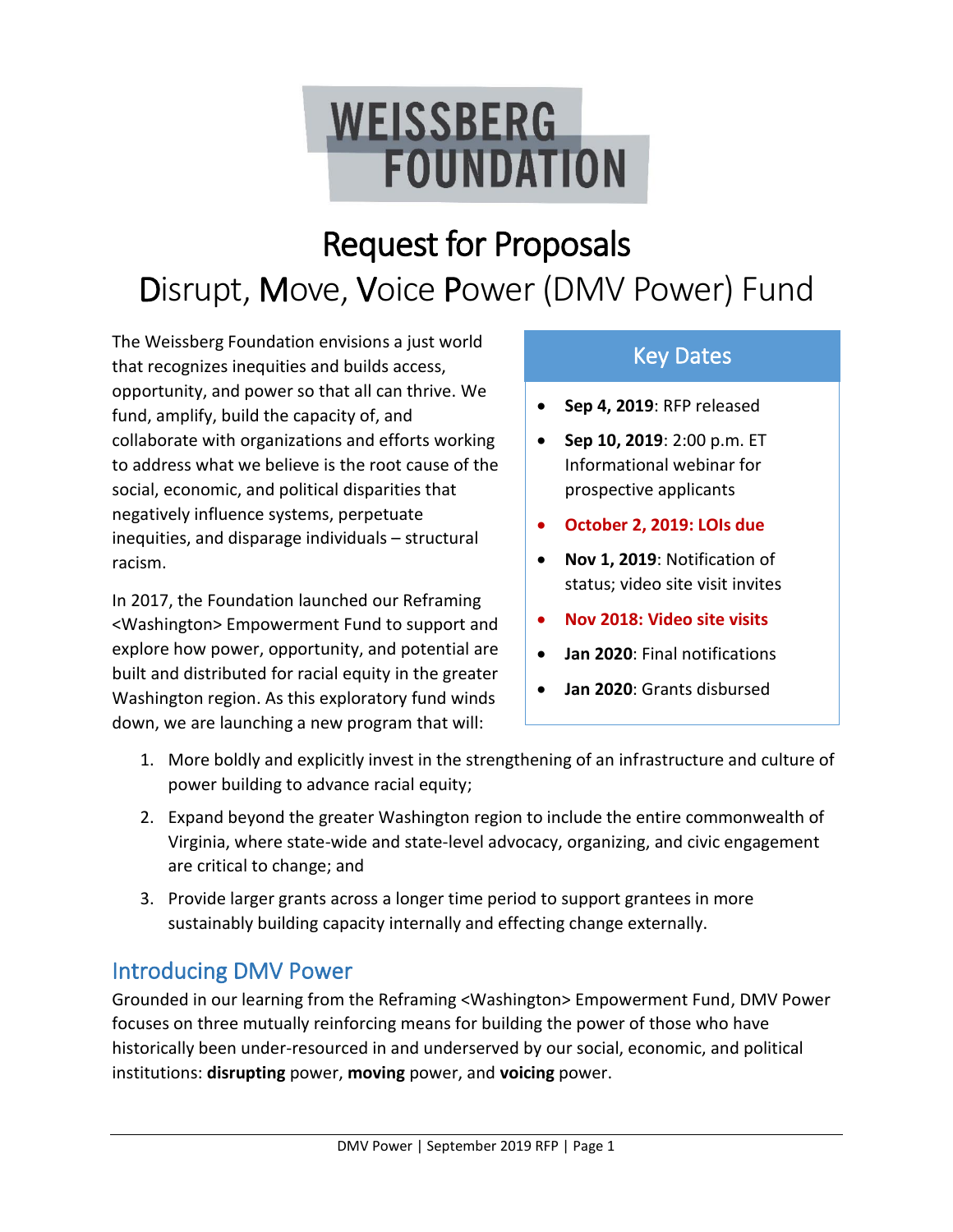# WEISSBERG FOUNDATION

# Request for Proposals

## Disrupt, Move, Voice Power (DMV Power) Fund

The Weissberg Foundation envisions a just world that recognizes inequities and builds access, opportunity, and power so that all can thrive. We fund, amplify, build the capacity of, and collaborate with organizations and efforts working to address what we believe is the root cause of the social, economic, and political disparities that negatively influence systems, perpetuate inequities, and disparage individuals – structural racism.

In 2017, the Foundation launched our Reframing <Washington> Empowerment Fund to support and explore how power, opportunity, and potential are built and distributed for racial equity in the greater Washington region. As this exploratory fund winds down, we are launching a new program that will:

1. More boldly and explicitly invest in the strengthening of an infrastructure and culture of power building to advance racial equity;
2. Expand beyond the greater Washington region to include the entire commonwealth of Virginia, where state-wide and state-level advocacy, organizing, and civic engagement are critical to change; and
3. Provide larger grants across a longer time period to support grantees in more sustainably building capacity internally and effecting change externally.

### Key Dates

- **Sep 4, 2019**: RFP released
- **Sep 10, 2019**: 2:00 p.m. ET Informational webinar for prospective applicants
- **October 2, 2019: LOIs due**
- **Nov 1, 2019**: Notification of status; video site visit invites
- **Nov 2018: Video site visits**
- **Jan 2020**: Final notifications
- **Jan 2020**: Grants disbursed

## Introducing DMV Power

Grounded in our learning from the Reframing <Washington> Empowerment Fund, DMV Power focuses on three mutually reinforcing means for building the power of those who have historically been under-resourced in and underserved by our social, economic, and political institutions: **disrupting** power, **moving** power, and **voicing** power.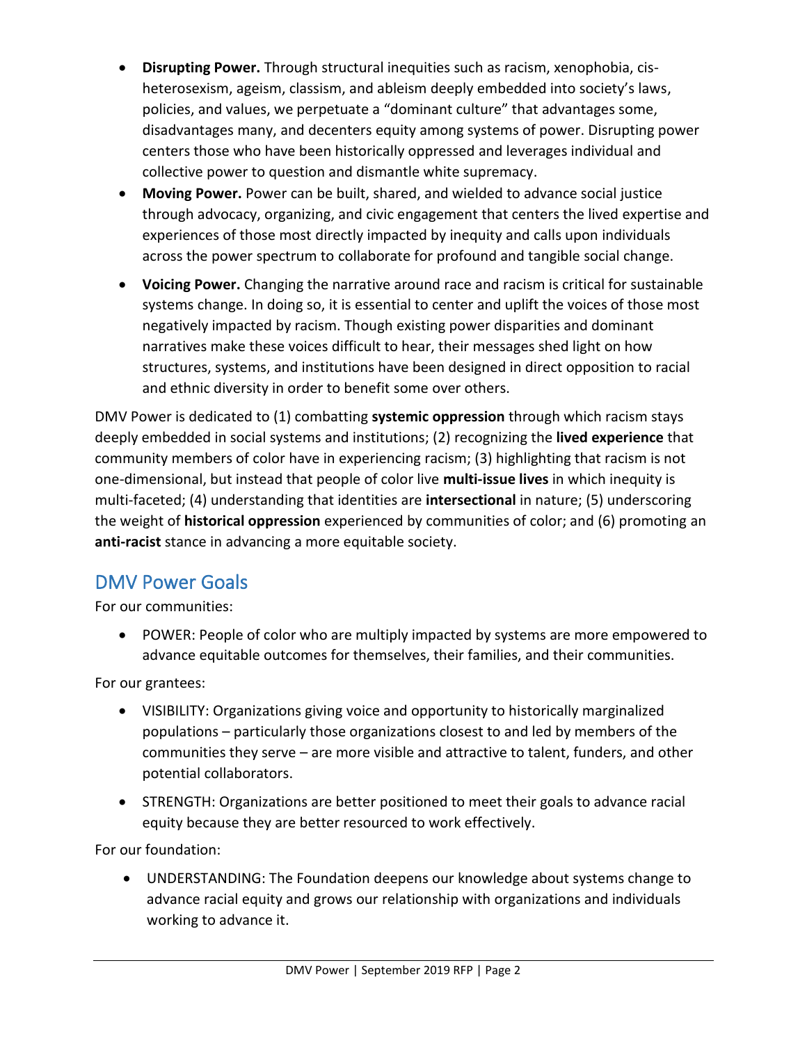- **Disrupting Power.** Through structural inequities such as racism, xenophobia, cis-heterosexism, ageism, classism, and ableism deeply embedded into society's laws, policies, and values, we perpetuate a "dominant culture" that advantages some, disadvantages many, and decenters equity among systems of power. Disrupting power centers those who have been historically oppressed and leverages individual and collective power to question and dismantle white supremacy.
- **Moving Power.** Power can be built, shared, and wielded to advance social justice through advocacy, organizing, and civic engagement that centers the lived expertise and experiences of those most directly impacted by inequity and calls upon individuals across the power spectrum to collaborate for profound and tangible social change.
- **Voicing Power.** Changing the narrative around race and racism is critical for sustainable systems change. In doing so, it is essential to center and uplift the voices of those most negatively impacted by racism. Though existing power disparities and dominant narratives make these voices difficult to hear, their messages shed light on how structures, systems, and institutions have been designed in direct opposition to racial and ethnic diversity in order to benefit some over others.

DMV Power is dedicated to (1) combatting **systemic oppression** through which racism stays deeply embedded in social systems and institutions; (2) recognizing the **lived experience** that community members of color have in experiencing racism; (3) highlighting that racism is not one-dimensional, but instead that people of color live **multi-issue lives** in which inequity is multi-faceted; (4) understanding that identities are **intersectional** in nature; (5) underscoring the weight of **historical oppression** experienced by communities of color; and (6) promoting an **anti-racist** stance in advancing a more equitable society.

## DMV Power Goals

For our communities:

- POWER: People of color who are multiply impacted by systems are more empowered to advance equitable outcomes for themselves, their families, and their communities.

For our grantees:

- VISIBILITY: Organizations giving voice and opportunity to historically marginalized populations – particularly those organizations closest to and led by members of the communities they serve – are more visible and attractive to talent, funders, and other potential collaborators.
- STRENGTH: Organizations are better positioned to meet their goals to advance racial equity because they are better resourced to work effectively.

For our foundation:

- UNDERSTANDING: The Foundation deepens our knowledge about systems change to advance racial equity and grows our relationship with organizations and individuals working to advance it.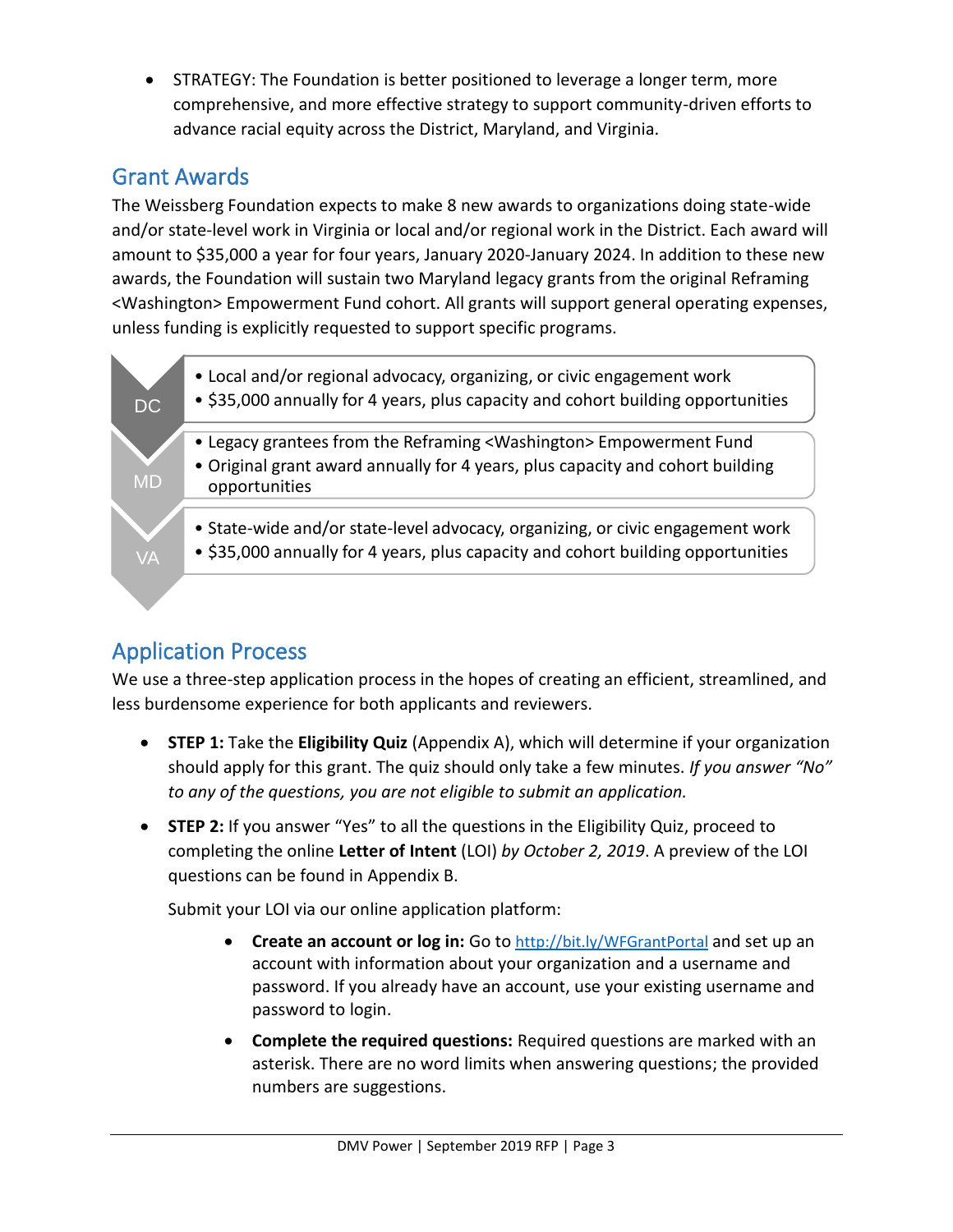- STRATEGY: The Foundation is better positioned to leverage a longer term, more comprehensive, and more effective strategy to support community-driven efforts to advance racial equity across the District, Maryland, and Virginia.

## Grant Awards

The Weissberg Foundation expects to make 8 new awards to organizations doing state-wide and/or state-level work in Virginia or local and/or regional work in the District. Each award will amount to $35,000 a year for four years, January 2020-January 2024. In addition to these new awards, the Foundation will sustain two Maryland legacy grants from the original Reframing <Washington> Empowerment Fund cohort. All grants will support general operating expenses, unless funding is explicitly requested to support specific programs.

| | |
|---|---|
| DC | • Local and/or regional advocacy, organizing, or civic engagement work<br>• $35,000 annually for 4 years, plus capacity and cohort building opportunities |
| MD | • Legacy grantees from the Reframing <Washington> Empowerment Fund<br>• Original grant award annually for 4 years, plus capacity and cohort building opportunities |
| VA | • State-wide and/or state-level advocacy, organizing, or civic engagement work<br>• $35,000 annually for 4 years, plus capacity and cohort building opportunities |

## Application Process

We use a three-step application process in the hopes of creating an efficient, streamlined, and less burdensome experience for both applicants and reviewers.

- **STEP 1:** Take the **Eligibility Quiz** (Appendix A), which will determine if your organization should apply for this grant. The quiz should only take a few minutes. *If you answer "No" to any of the questions, you are not eligible to submit an application.*

- **STEP 2:** If you answer "Yes" to all the questions in the Eligibility Quiz, proceed to completing the online **Letter of Intent** (LOI) *by October 2, 2019*. A preview of the LOI questions can be found in Appendix B.

  Submit your LOI via our online application platform:

  - **Create an account or log in:** Go to http://bit.ly/WFGrantPortal and set up an account with information about your organization and a username and password. If you already have an account, use your existing username and password to login.

  - **Complete the required questions:** Required questions are marked with an asterisk. There are no word limits when answering questions; the provided numbers are suggestions.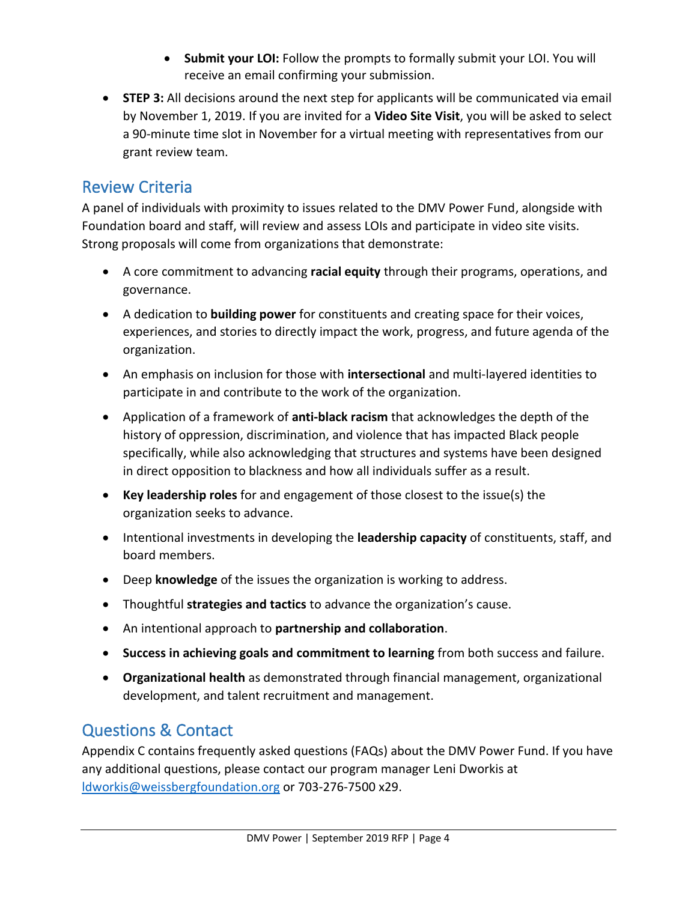- **Submit your LOI:** Follow the prompts to formally submit your LOI. You will receive an email confirming your submission.
- **STEP 3:** All decisions around the next step for applicants will be communicated via email by November 1, 2019. If you are invited for a **Video Site Visit**, you will be asked to select a 90-minute time slot in November for a virtual meeting with representatives from our grant review team.

## Review Criteria

A panel of individuals with proximity to issues related to the DMV Power Fund, alongside with Foundation board and staff, will review and assess LOIs and participate in video site visits. Strong proposals will come from organizations that demonstrate:

- A core commitment to advancing **racial equity** through their programs, operations, and governance.
- A dedication to **building power** for constituents and creating space for their voices, experiences, and stories to directly impact the work, progress, and future agenda of the organization.
- An emphasis on inclusion for those with **intersectional** and multi-layered identities to participate in and contribute to the work of the organization.
- Application of a framework of **anti-black racism** that acknowledges the depth of the history of oppression, discrimination, and violence that has impacted Black people specifically, while also acknowledging that structures and systems have been designed in direct opposition to blackness and how all individuals suffer as a result.
- **Key leadership roles** for and engagement of those closest to the issue(s) the organization seeks to advance.
- Intentional investments in developing the **leadership capacity** of constituents, staff, and board members.
- Deep **knowledge** of the issues the organization is working to address.
- Thoughtful **strategies and tactics** to advance the organization's cause.
- An intentional approach to **partnership and collaboration**.
- **Success in achieving goals and commitment to learning** from both success and failure.
- **Organizational health** as demonstrated through financial management, organizational development, and talent recruitment and management.

## Questions & Contact

Appendix C contains frequently asked questions (FAQs) about the DMV Power Fund. If you have any additional questions, please contact our program manager Leni Dworkis at [ldworkis@weissbergfoundation.org](mailto:ldworkis@weissbergfoundation.org) or 703-276-7500 x29.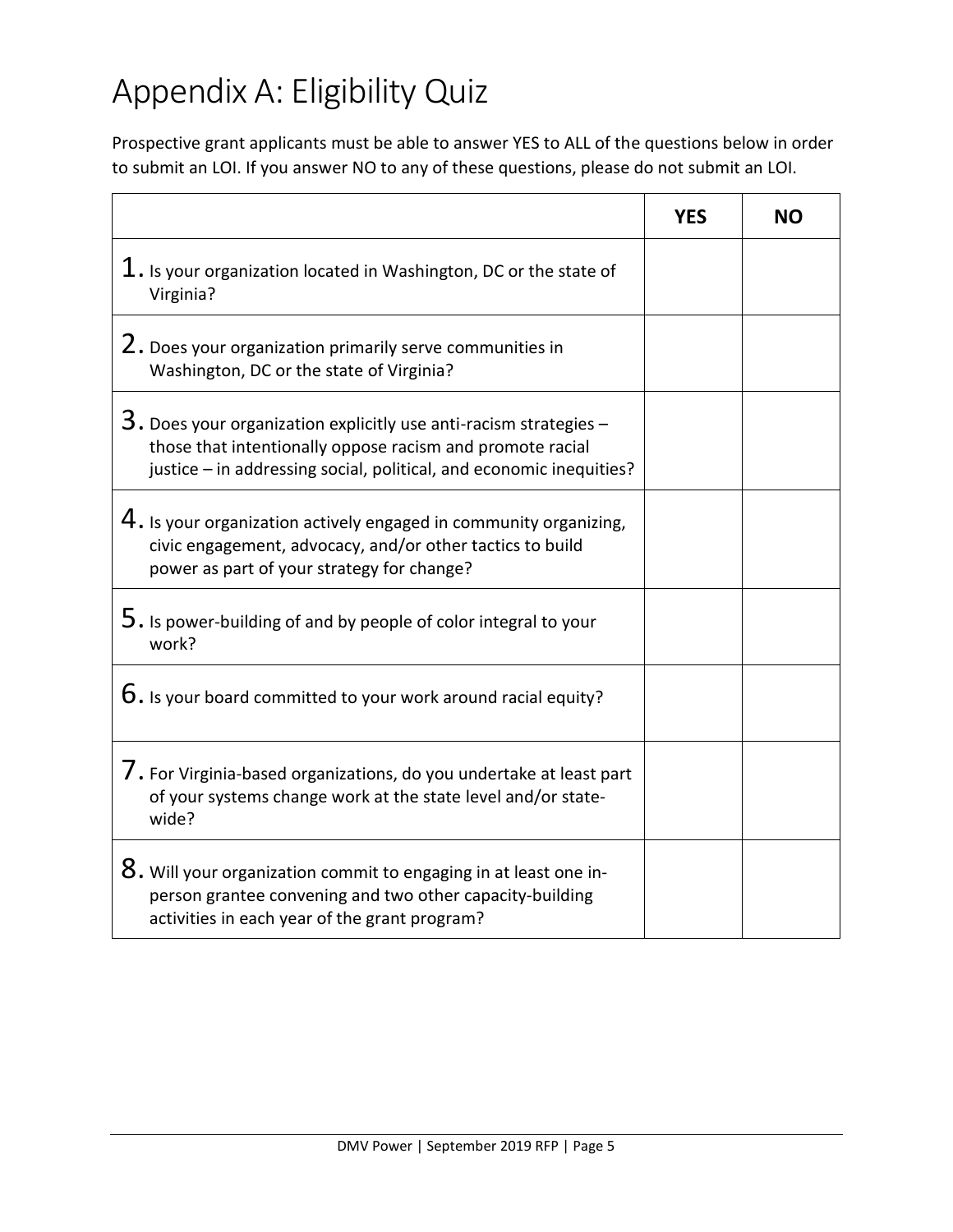# Appendix A: Eligibility Quiz

Prospective grant applicants must be able to answer YES to ALL of the questions below in order to submit an LOI. If you answer NO to any of these questions, please do not submit an LOI.

| | YES | NO |
|---|---|---|
| 1. Is your organization located in Washington, DC or the state of Virginia? | | |
| 2. Does your organization primarily serve communities in Washington, DC or the state of Virginia? | | |
| 3. Does your organization explicitly use anti-racism strategies – those that intentionally oppose racism and promote racial justice – in addressing social, political, and economic inequities? | | |
| 4. Is your organization actively engaged in community organizing, civic engagement, advocacy, and/or other tactics to build power as part of your strategy for change? | | |
| 5. Is power-building of and by people of color integral to your work? | | |
| 6. Is your board committed to your work around racial equity? | | |
| 7. For Virginia-based organizations, do you undertake at least part of your systems change work at the state level and/or state-wide? | | |
| 8. Will your organization commit to engaging in at least one in-person grantee convening and two other capacity-building activities in each year of the grant program? | | |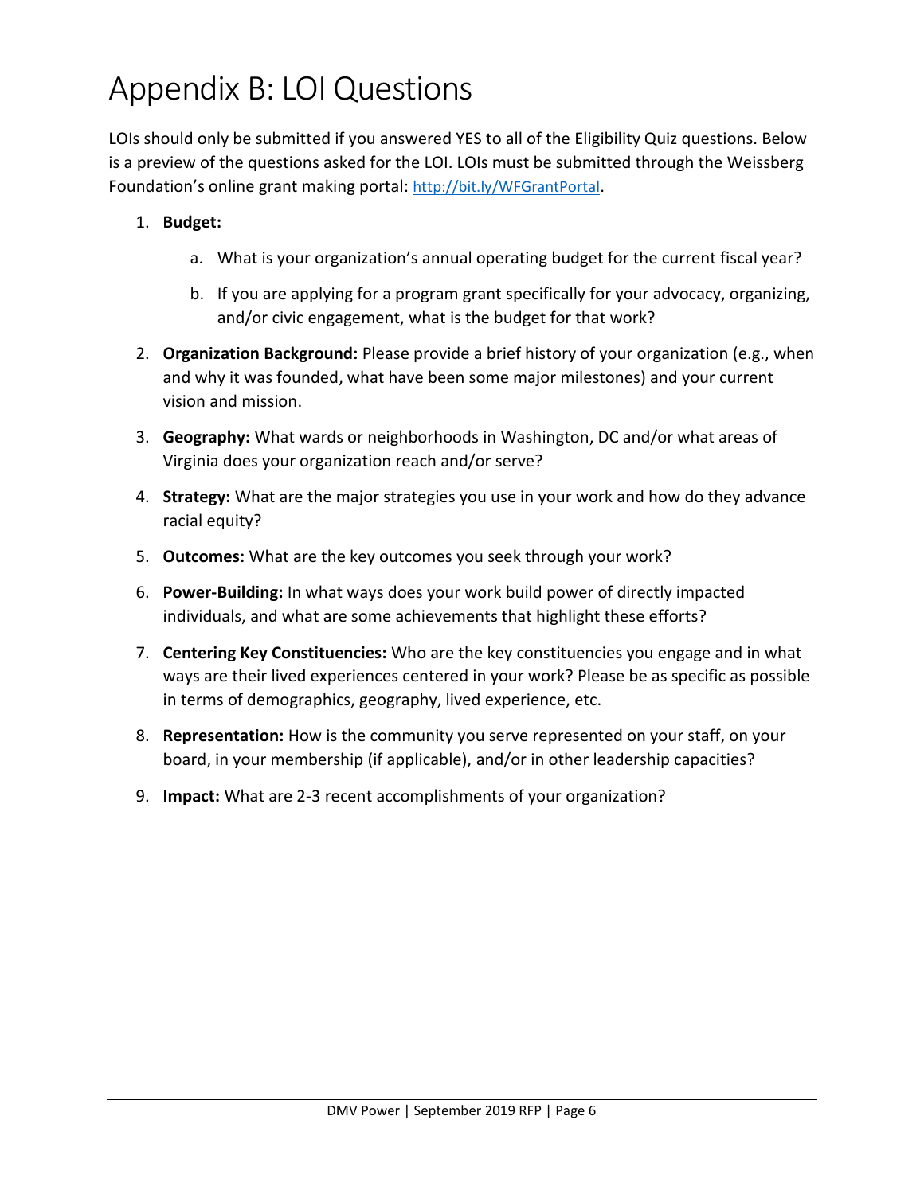# Appendix B: LOI Questions

LOIs should only be submitted if you answered YES to all of the Eligibility Quiz questions. Below is a preview of the questions asked for the LOI. LOIs must be submitted through the Weissberg Foundation's online grant making portal: [http://bit.ly/WFGrantPortal](http://bit.ly/WFGrantPortal).

1. **Budget:**
   a. What is your organization's annual operating budget for the current fiscal year?
   b. If you are applying for a program grant specifically for your advocacy, organizing, and/or civic engagement, what is the budget for that work?
2. **Organization Background:** Please provide a brief history of your organization (e.g., when and why it was founded, what have been some major milestones) and your current vision and mission.
3. **Geography:** What wards or neighborhoods in Washington, DC and/or what areas of Virginia does your organization reach and/or serve?
4. **Strategy:** What are the major strategies you use in your work and how do they advance racial equity?
5. **Outcomes:** What are the key outcomes you seek through your work?
6. **Power-Building:** In what ways does your work build power of directly impacted individuals, and what are some achievements that highlight these efforts?
7. **Centering Key Constituencies:** Who are the key constituencies you engage and in what ways are their lived experiences centered in your work? Please be as specific as possible in terms of demographics, geography, lived experience, etc.
8. **Representation:** How is the community you serve represented on your staff, on your board, in your membership (if applicable), and/or in other leadership capacities?
9. **Impact:** What are 2-3 recent accomplishments of your organization?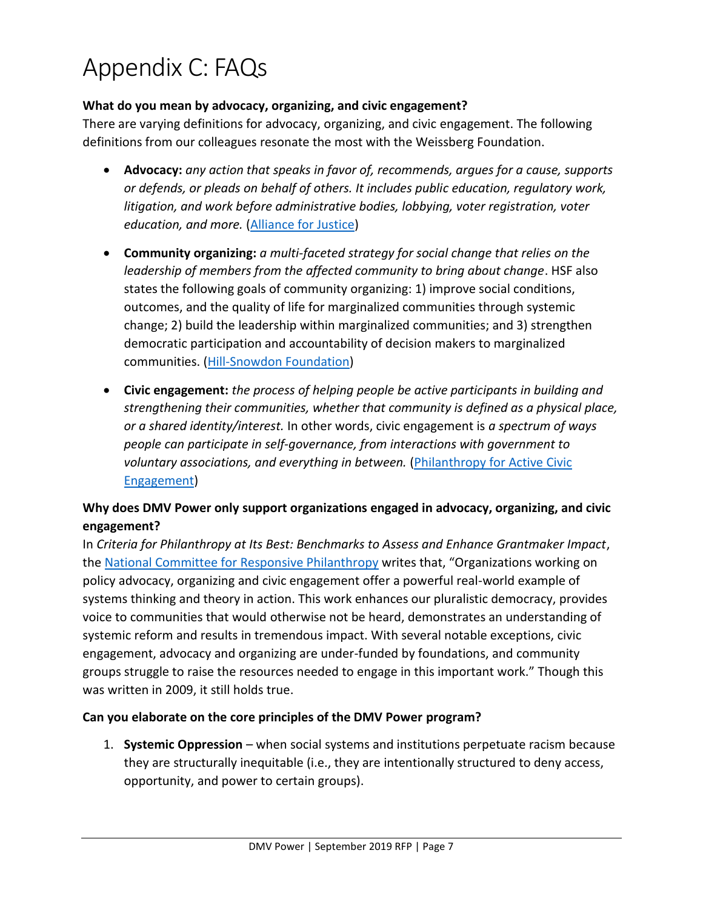# Appendix C: FAQs

**What do you mean by advocacy, organizing, and civic engagement?**

There are varying definitions for advocacy, organizing, and civic engagement. The following definitions from our colleagues resonate the most with the Weissberg Foundation.

- **Advocacy:** *any action that speaks in favor of, recommends, argues for a cause, supports or defends, or pleads on behalf of others. It includes public education, regulatory work, litigation, and work before administrative bodies, lobbying, voter registration, voter education, and more.* (Alliance for Justice)
- **Community organizing:** *a multi-faceted strategy for social change that relies on the leadership of members from the affected community to bring about change*. HSF also states the following goals of community organizing: 1) improve social conditions, outcomes, and the quality of life for marginalized communities through systemic change; 2) build the leadership within marginalized communities; and 3) strengthen democratic participation and accountability of decision makers to marginalized communities. (Hill-Snowdon Foundation)
- **Civic engagement:** *the process of helping people be active participants in building and strengthening their communities, whether that community is defined as a physical place, or a shared identity/interest.* In other words, civic engagement is *a spectrum of ways people can participate in self-governance, from interactions with government to voluntary associations, and everything in between.* (Philanthropy for Active Civic Engagement)

**Why does DMV Power only support organizations engaged in advocacy, organizing, and civic engagement?**

In *Criteria for Philanthropy at Its Best: Benchmarks to Assess and Enhance Grantmaker Impact*, the National Committee for Responsive Philanthropy writes that, "Organizations working on policy advocacy, organizing and civic engagement offer a powerful real-world example of systems thinking and theory in action. This work enhances our pluralistic democracy, provides voice to communities that would otherwise not be heard, demonstrates an understanding of systemic reform and results in tremendous impact. With several notable exceptions, civic engagement, advocacy and organizing are under-funded by foundations, and community groups struggle to raise the resources needed to engage in this important work." Though this was written in 2009, it still holds true.

**Can you elaborate on the core principles of the DMV Power program?**

1. **Systemic Oppression** – when social systems and institutions perpetuate racism because they are structurally inequitable (i.e., they are intentionally structured to deny access, opportunity, and power to certain groups).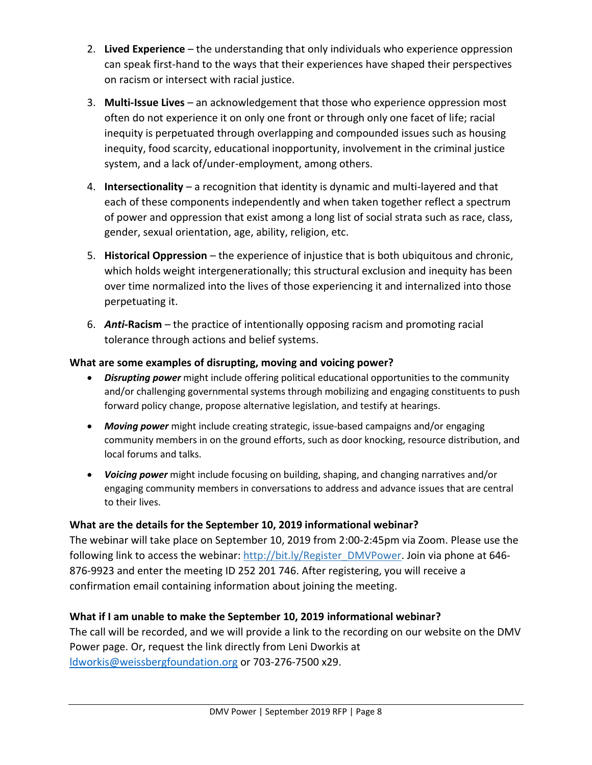2. **Lived Experience** – the understanding that only individuals who experience oppression can speak first-hand to the ways that their experiences have shaped their perspectives on racism or intersect with racial justice.
3. **Multi-Issue Lives** – an acknowledgement that those who experience oppression most often do not experience it on only one front or through only one facet of life; racial inequity is perpetuated through overlapping and compounded issues such as housing inequity, food scarcity, educational inopportunity, involvement in the criminal justice system, and a lack of/under-employment, among others.
4. **Intersectionality** – a recognition that identity is dynamic and multi-layered and that each of these components independently and when taken together reflect a spectrum of power and oppression that exist among a long list of social strata such as race, class, gender, sexual orientation, age, ability, religion, etc.
5. **Historical Oppression** – the experience of injustice that is both ubiquitous and chronic, which holds weight intergenerationally; this structural exclusion and inequity has been over time normalized into the lives of those experiencing it and internalized into those perpetuating it.
6. ***Anti*-Racism** – the practice of intentionally opposing racism and promoting racial tolerance through actions and belief systems.

**What are some examples of disrupting, moving and voicing power?**

- ***Disrupting power*** might include offering political educational opportunities to the community and/or challenging governmental systems through mobilizing and engaging constituents to push forward policy change, propose alternative legislation, and testify at hearings.
- ***Moving power*** might include creating strategic, issue-based campaigns and/or engaging community members in on the ground efforts, such as door knocking, resource distribution, and local forums and talks.
- ***Voicing power*** might include focusing on building, shaping, and changing narratives and/or engaging community members in conversations to address and advance issues that are central to their lives.

**What are the details for the September 10, 2019 informational webinar?**

The webinar will take place on September 10, 2019 from 2:00-2:45pm via Zoom. Please use the following link to access the webinar: http://bit.ly/Register_DMVPower. Join via phone at 646-876-9923 and enter the meeting ID 252 201 746. After registering, you will receive a confirmation email containing information about joining the meeting.

**What if I am unable to make the September 10, 2019 informational webinar?**

The call will be recorded, and we will provide a link to the recording on our website on the DMV Power page. Or, request the link directly from Leni Dworkis at ldworkis@weissbergfoundation.org or 703-276-7500 x29.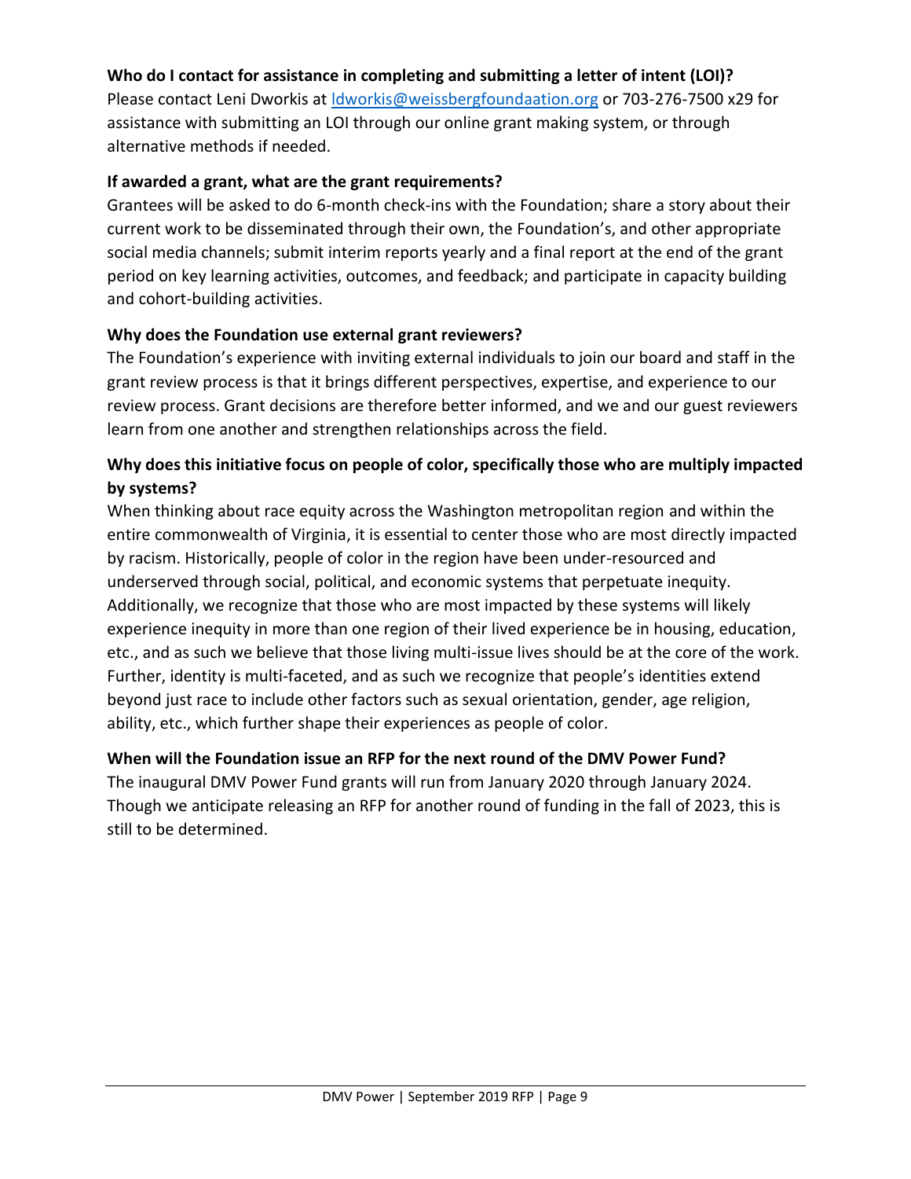**Who do I contact for assistance in completing and submitting a letter of intent (LOI)?**

Please contact Leni Dworkis at ldworkis@weissbergfoundaation.org or 703-276-7500 x29 for assistance with submitting an LOI through our online grant making system, or through alternative methods if needed.

**If awarded a grant, what are the grant requirements?**

Grantees will be asked to do 6-month check-ins with the Foundation; share a story about their current work to be disseminated through their own, the Foundation's, and other appropriate social media channels; submit interim reports yearly and a final report at the end of the grant period on key learning activities, outcomes, and feedback; and participate in capacity building and cohort-building activities.

**Why does the Foundation use external grant reviewers?**

The Foundation's experience with inviting external individuals to join our board and staff in the grant review process is that it brings different perspectives, expertise, and experience to our review process. Grant decisions are therefore better informed, and we and our guest reviewers learn from one another and strengthen relationships across the field.

**Why does this initiative focus on people of color, specifically those who are multiply impacted by systems?**

When thinking about race equity across the Washington metropolitan region and within the entire commonwealth of Virginia, it is essential to center those who are most directly impacted by racism. Historically, people of color in the region have been under-resourced and underserved through social, political, and economic systems that perpetuate inequity. Additionally, we recognize that those who are most impacted by these systems will likely experience inequity in more than one region of their lived experience be in housing, education, etc., and as such we believe that those living multi-issue lives should be at the core of the work. Further, identity is multi-faceted, and as such we recognize that people's identities extend beyond just race to include other factors such as sexual orientation, gender, age religion, ability, etc., which further shape their experiences as people of color.

**When will the Foundation issue an RFP for the next round of the DMV Power Fund?**

The inaugural DMV Power Fund grants will run from January 2020 through January 2024. Though we anticipate releasing an RFP for another round of funding in the fall of 2023, this is still to be determined.